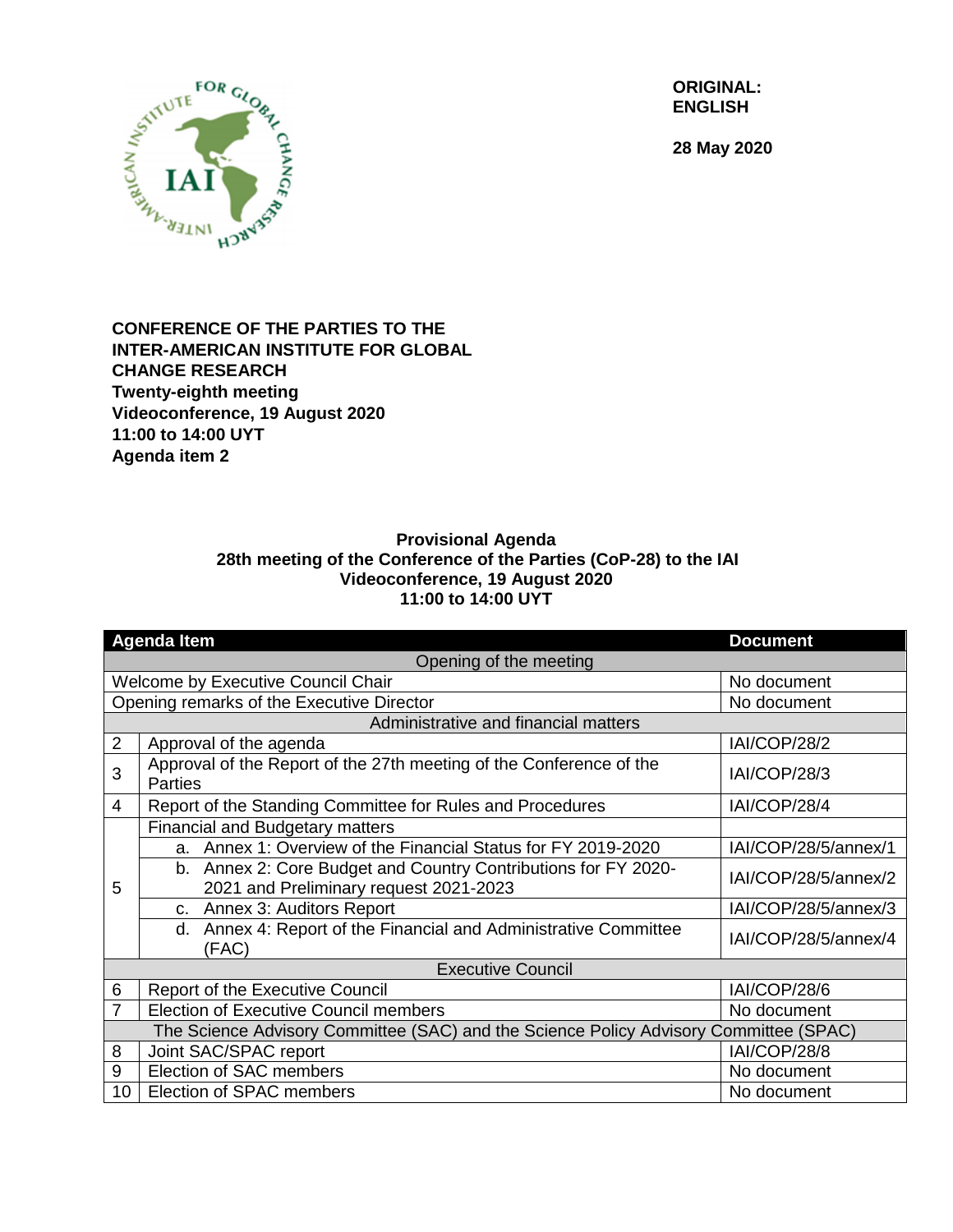**ORIGINAL: ENGLISH**

**28 May 2020**

**CONFERENCE OF THE PARTIES TO THE INTER-AMERICAN INSTITUTE FOR GLOBAL CHANGE RESEARCH**
**Twenty-eighth meeting**
**Videoconference, 19 August 2020**
**11:00 to 14:00 UYT**
**Agenda item 2**

## Provisional Agenda
## 28th meeting of the Conference of the Parties (CoP-28) to the IAI
## Videoconference, 19 August 2020
## 11:00 to 14:00 UYT

| Agenda Item | | Document |
|---|---|---|
| | Opening of the meeting | |
| Welcome by Executive Council Chair | | No document |
| Opening remarks of the Executive Director | | No document |
| | Administrative and financial matters | |
| 2 | Approval of the agenda | IAI/COP/28/2 |
| 3 | Approval of the Report of the 27th meeting of the Conference of the Parties | IAI/COP/28/3 |
| 4 | Report of the Standing Committee for Rules and Procedures | IAI/COP/28/4 |
| 5 | Financial and Budgetary matters | |
| | a. Annex 1: Overview of the Financial Status for FY 2019-2020 | IAI/COP/28/5/annex/1 |
| | b. Annex 2: Core Budget and Country Contributions for FY 2020-2021 and Preliminary request 2021-2023 | IAI/COP/28/5/annex/2 |
| | c. Annex 3: Auditors Report | IAI/COP/28/5/annex/3 |
| | d. Annex 4: Report of the Financial and Administrative Committee (FAC) | IAI/COP/28/5/annex/4 |
| | Executive Council | |
| 6 | Report of the Executive Council | IAI/COP/28/6 |
| 7 | Election of Executive Council members | No document |
| | The Science Advisory Committee (SAC) and the Science Policy Advisory Committee (SPAC) | |
| 8 | Joint SAC/SPAC report | IAI/COP/28/8 |
| 9 | Election of SAC members | No document |
| 10 | Election of SPAC members | No document |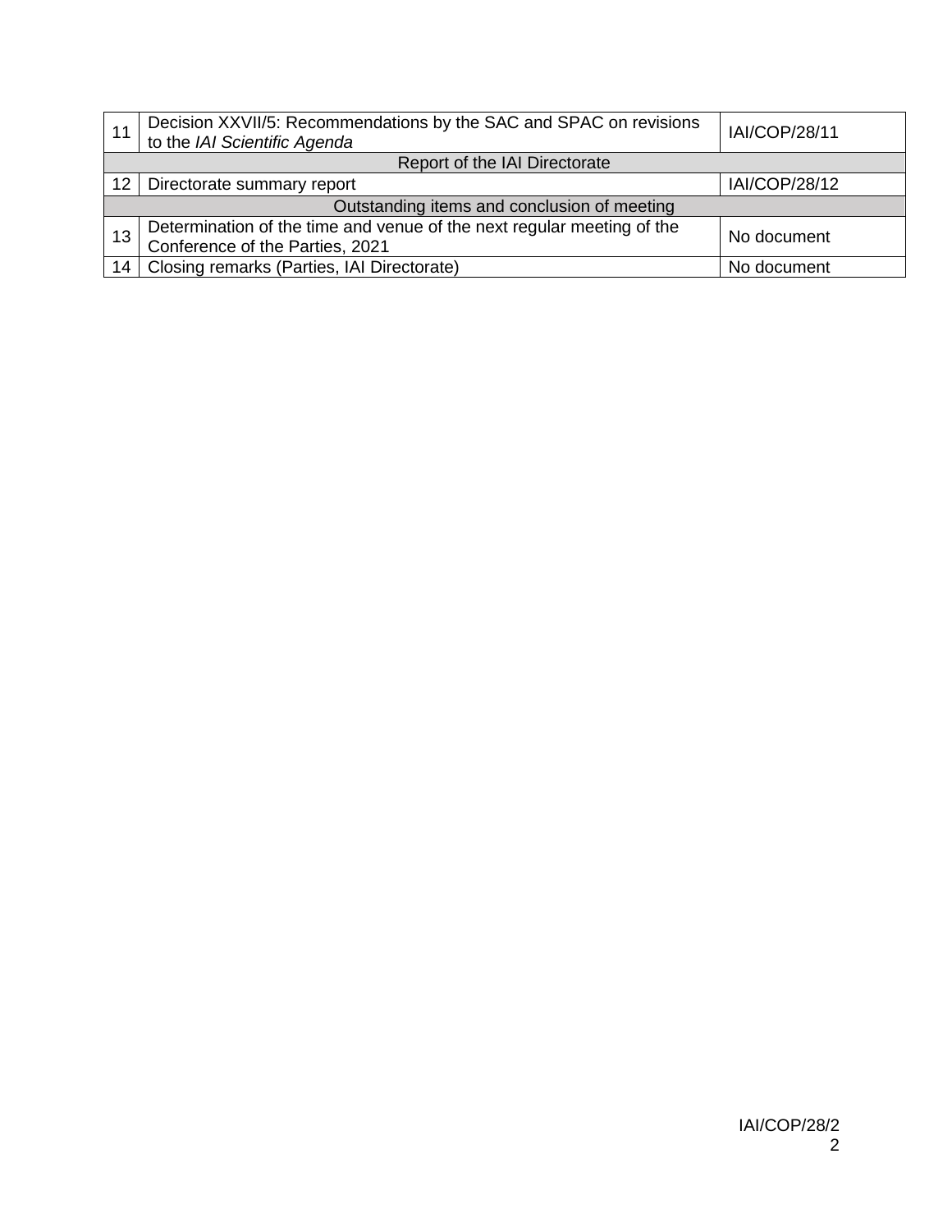| | | |
|---|---|---|
| 11 | Decision XXVII/5: Recommendations by the SAC and SPAC on revisions to the *IAI Scientific Agenda* | IAI/COP/28/11 |
| | Report of the IAI Directorate | |
| 12 | Directorate summary report | IAI/COP/28/12 |
| | Outstanding items and conclusion of meeting | |
| 13 | Determination of the time and venue of the next regular meeting of the Conference of the Parties, 2021 | No document |
| 14 | Closing remarks (Parties, IAI Directorate) | No document |